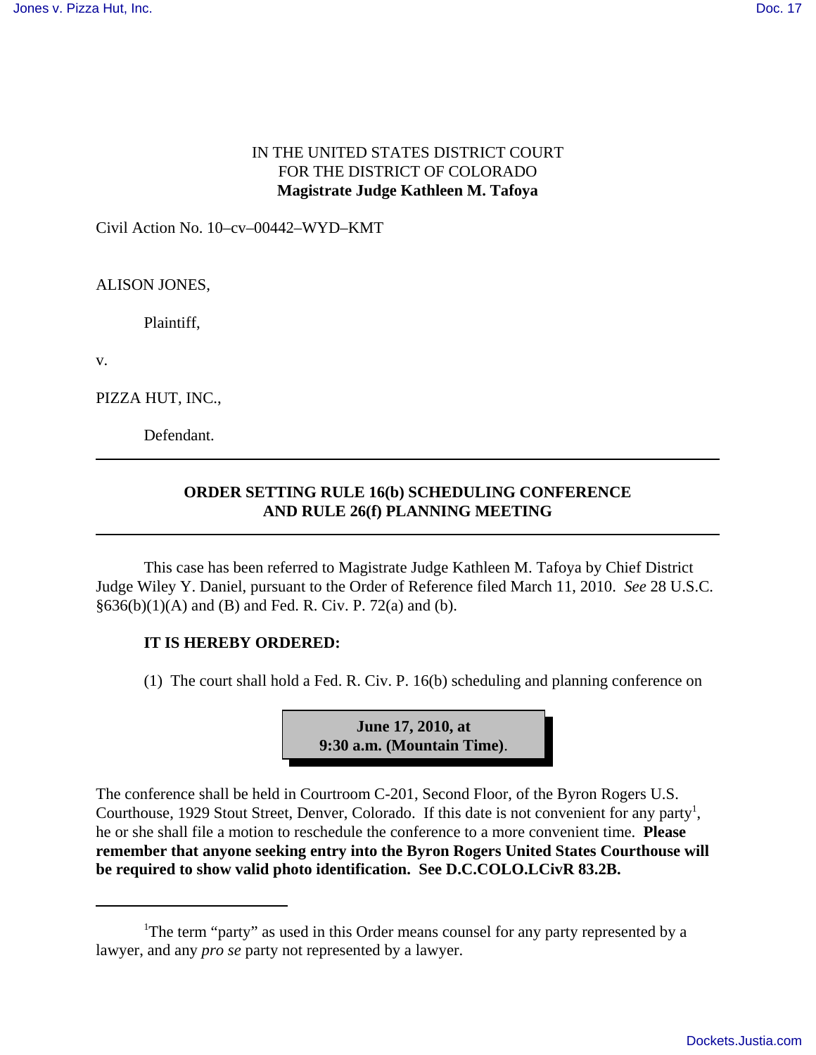IN THE UNITED STATES DISTRICT COURT
FOR THE DISTRICT OF COLORADO
**Magistrate Judge Kathleen M. Tafoya**

Civil Action No. 10–cv–00442–WYD–KMT

ALISON JONES,

Plaintiff,

v.

PIZZA HUT, INC.,

Defendant.

---

## ORDER SETTING RULE 16(b) SCHEDULING CONFERENCE AND RULE 26(f) PLANNING MEETING

---

This case has been referred to Magistrate Judge Kathleen M. Tafoya by Chief District Judge Wiley Y. Daniel, pursuant to the Order of Reference filed March 11, 2010. *See* 28 U.S.C. §636(b)(1)(A) and (B) and Fed. R. Civ. P. 72(a) and (b).

**IT IS HEREBY ORDERED:**

(1) The court shall hold a Fed. R. Civ. P. 16(b) scheduling and planning conference on

**June 17, 2010, at 9:30 a.m. (Mountain Time)**.

The conference shall be held in Courtroom C-201, Second Floor, of the Byron Rogers U.S. Courthouse, 1929 Stout Street, Denver, Colorado. If this date is not convenient for any party[1], he or she shall file a motion to reschedule the conference to a more convenient time. **Please remember that anyone seeking entry into the Byron Rogers United States Courthouse will be required to show valid photo identification. See D.C.COLO.LCivR 83.2B.**

---

[1]The term "party" as used in this Order means counsel for any party represented by a lawyer, and any *pro se* party not represented by a lawyer.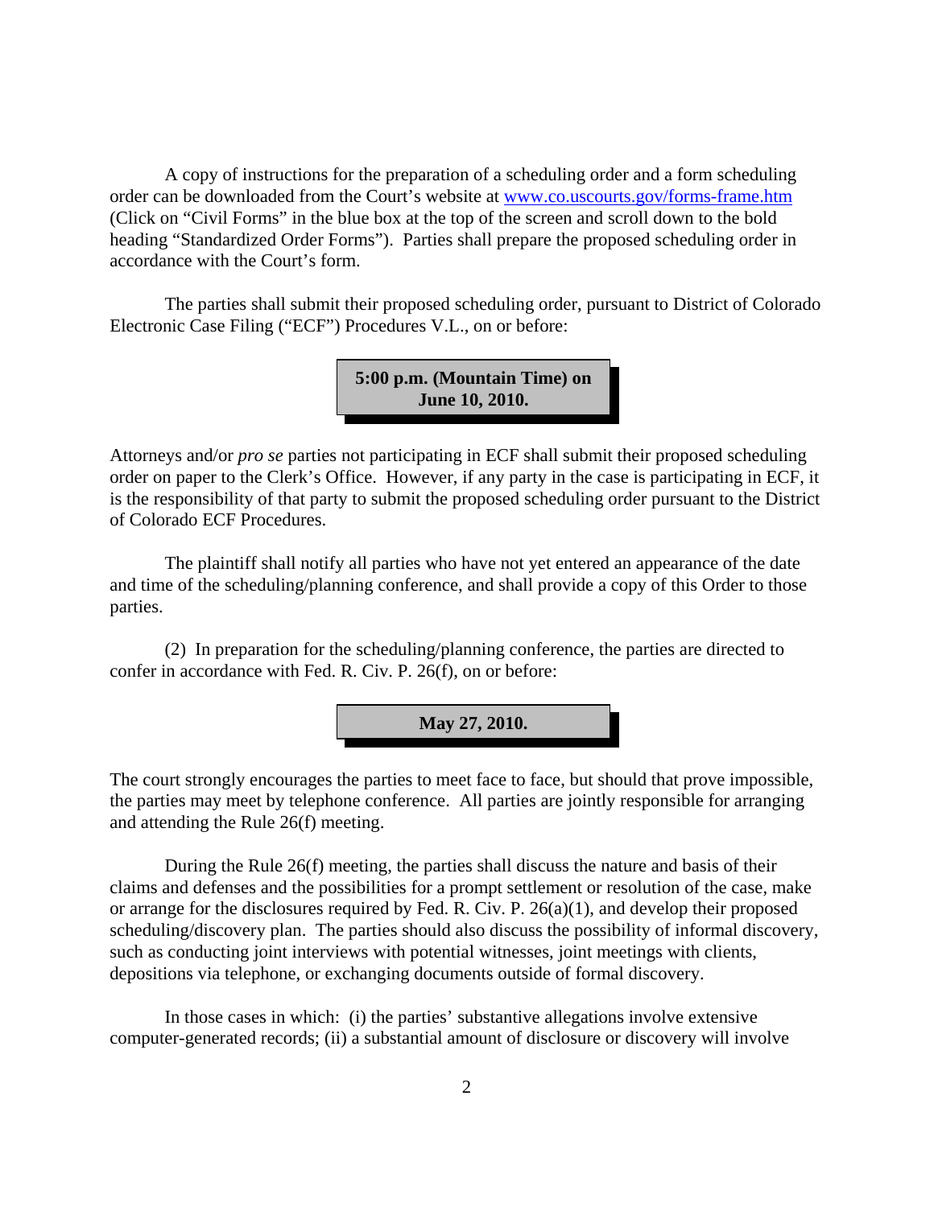A copy of instructions for the preparation of a scheduling order and a form scheduling order can be downloaded from the Court's website at [www.co.uscourts.gov/forms-frame.htm](www.co.uscourts.gov/forms-frame.htm) (Click on "Civil Forms" in the blue box at the top of the screen and scroll down to the bold heading "Standardized Order Forms"). Parties shall prepare the proposed scheduling order in accordance with the Court's form.

The parties shall submit their proposed scheduling order, pursuant to District of Colorado Electronic Case Filing ("ECF") Procedures V.L., on or before:

**5:00 p.m. (Mountain Time) on June 10, 2010.**

Attorneys and/or *pro se* parties not participating in ECF shall submit their proposed scheduling order on paper to the Clerk's Office. However, if any party in the case is participating in ECF, it is the responsibility of that party to submit the proposed scheduling order pursuant to the District of Colorado ECF Procedures.

The plaintiff shall notify all parties who have not yet entered an appearance of the date and time of the scheduling/planning conference, and shall provide a copy of this Order to those parties.

(2) In preparation for the scheduling/planning conference, the parties are directed to confer in accordance with Fed. R. Civ. P. 26(f), on or before:

**May 27, 2010.**

The court strongly encourages the parties to meet face to face, but should that prove impossible, the parties may meet by telephone conference. All parties are jointly responsible for arranging and attending the Rule 26(f) meeting.

During the Rule 26(f) meeting, the parties shall discuss the nature and basis of their claims and defenses and the possibilities for a prompt settlement or resolution of the case, make or arrange for the disclosures required by Fed. R. Civ. P. 26(a)(1), and develop their proposed scheduling/discovery plan. The parties should also discuss the possibility of informal discovery, such as conducting joint interviews with potential witnesses, joint meetings with clients, depositions via telephone, or exchanging documents outside of formal discovery.

In those cases in which: (i) the parties' substantive allegations involve extensive computer-generated records; (ii) a substantial amount of disclosure or discovery will involve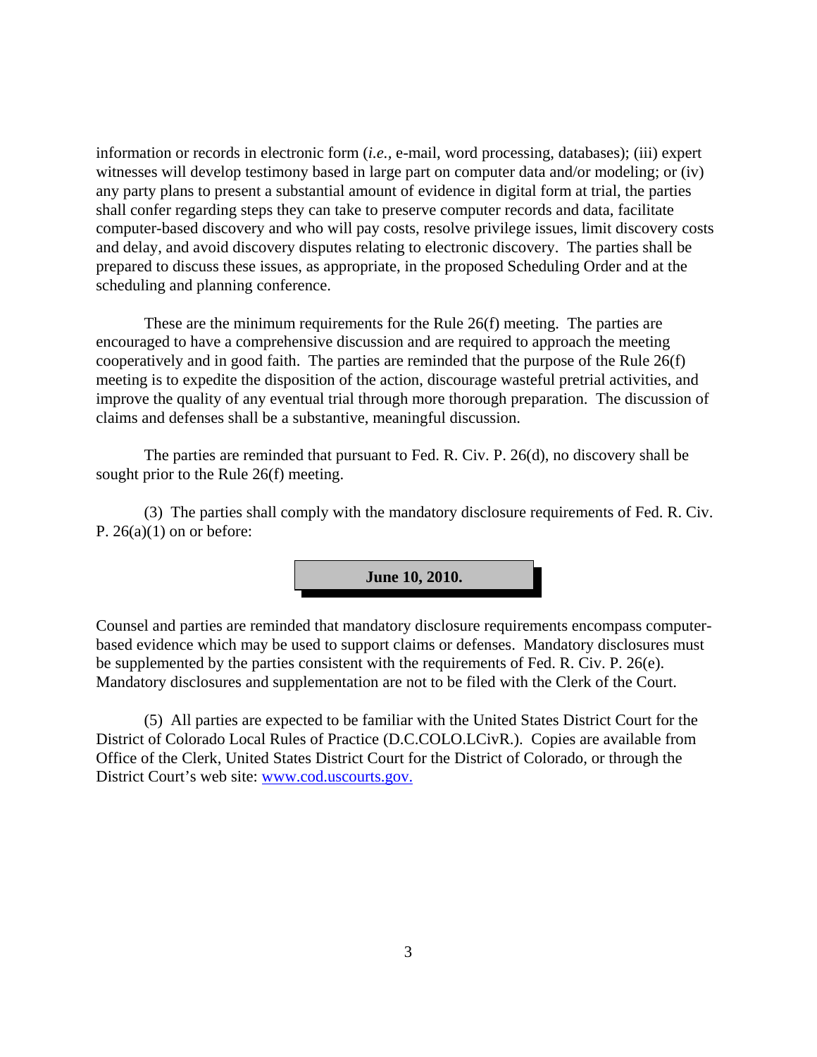information or records in electronic form (*i.e.*, e-mail, word processing, databases); (iii) expert witnesses will develop testimony based in large part on computer data and/or modeling; or (iv) any party plans to present a substantial amount of evidence in digital form at trial, the parties shall confer regarding steps they can take to preserve computer records and data, facilitate computer-based discovery and who will pay costs, resolve privilege issues, limit discovery costs and delay, and avoid discovery disputes relating to electronic discovery. The parties shall be prepared to discuss these issues, as appropriate, in the proposed Scheduling Order and at the scheduling and planning conference.

These are the minimum requirements for the Rule 26(f) meeting. The parties are encouraged to have a comprehensive discussion and are required to approach the meeting cooperatively and in good faith. The parties are reminded that the purpose of the Rule 26(f) meeting is to expedite the disposition of the action, discourage wasteful pretrial activities, and improve the quality of any eventual trial through more thorough preparation. The discussion of claims and defenses shall be a substantive, meaningful discussion.

The parties are reminded that pursuant to Fed. R. Civ. P. 26(d), no discovery shall be sought prior to the Rule 26(f) meeting.

(3) The parties shall comply with the mandatory disclosure requirements of Fed. R. Civ. P. 26(a)(1) on or before:

**June 10, 2010.**

Counsel and parties are reminded that mandatory disclosure requirements encompass computer-based evidence which may be used to support claims or defenses. Mandatory disclosures must be supplemented by the parties consistent with the requirements of Fed. R. Civ. P. 26(e). Mandatory disclosures and supplementation are not to be filed with the Clerk of the Court.

(5) All parties are expected to be familiar with the United States District Court for the District of Colorado Local Rules of Practice (D.C.COLO.LCivR.). Copies are available from Office of the Clerk, United States District Court for the District of Colorado, or through the District Court's web site: [www.cod.uscourts.gov.](http://www.cod.uscourts.gov)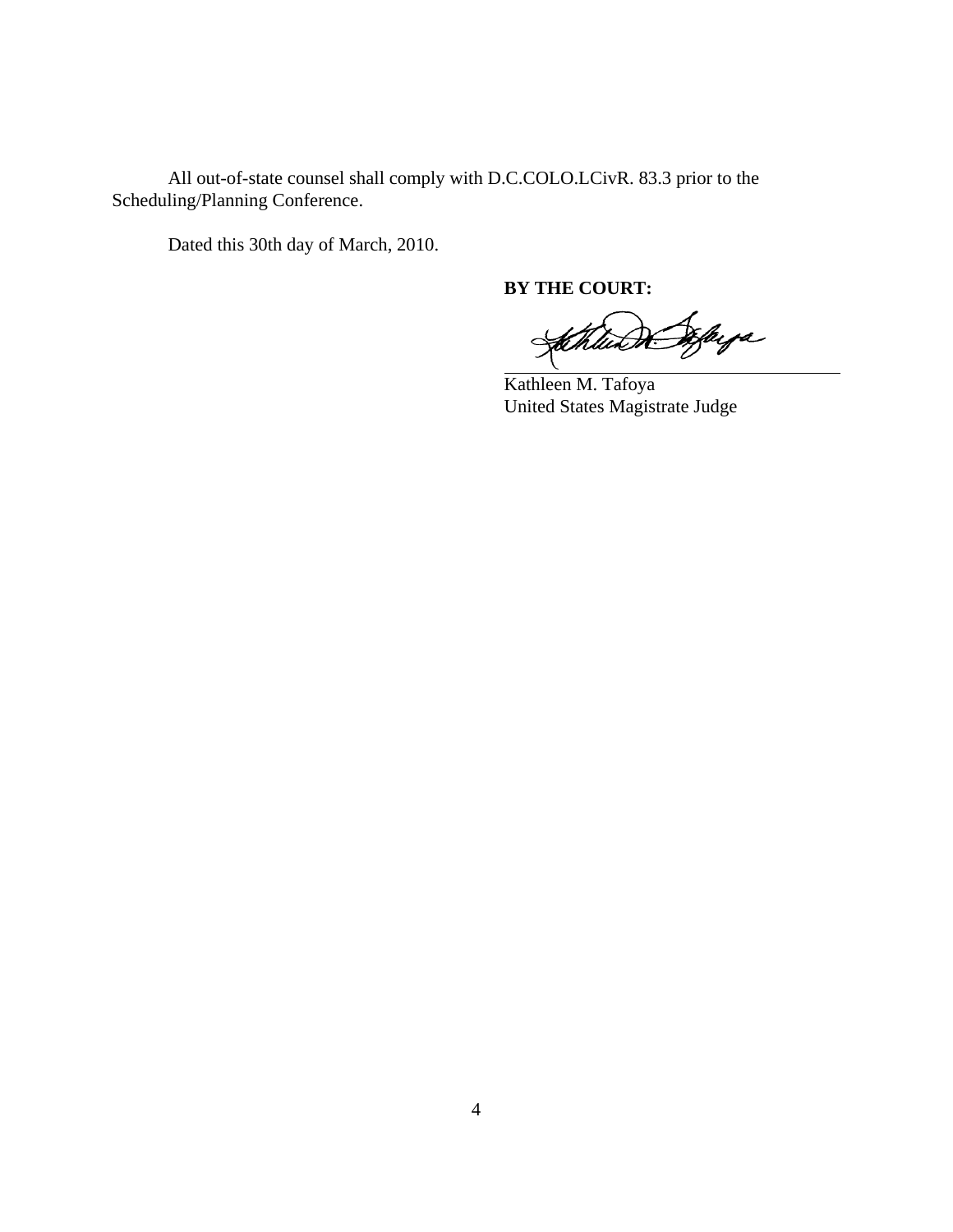All out-of-state counsel shall comply with D.C.COLO.LCivR. 83.3 prior to the Scheduling/Planning Conference.

Dated this 30th day of March, 2010.

**BY THE COURT:**

Kathleen M. Tafoya
United States Magistrate Judge